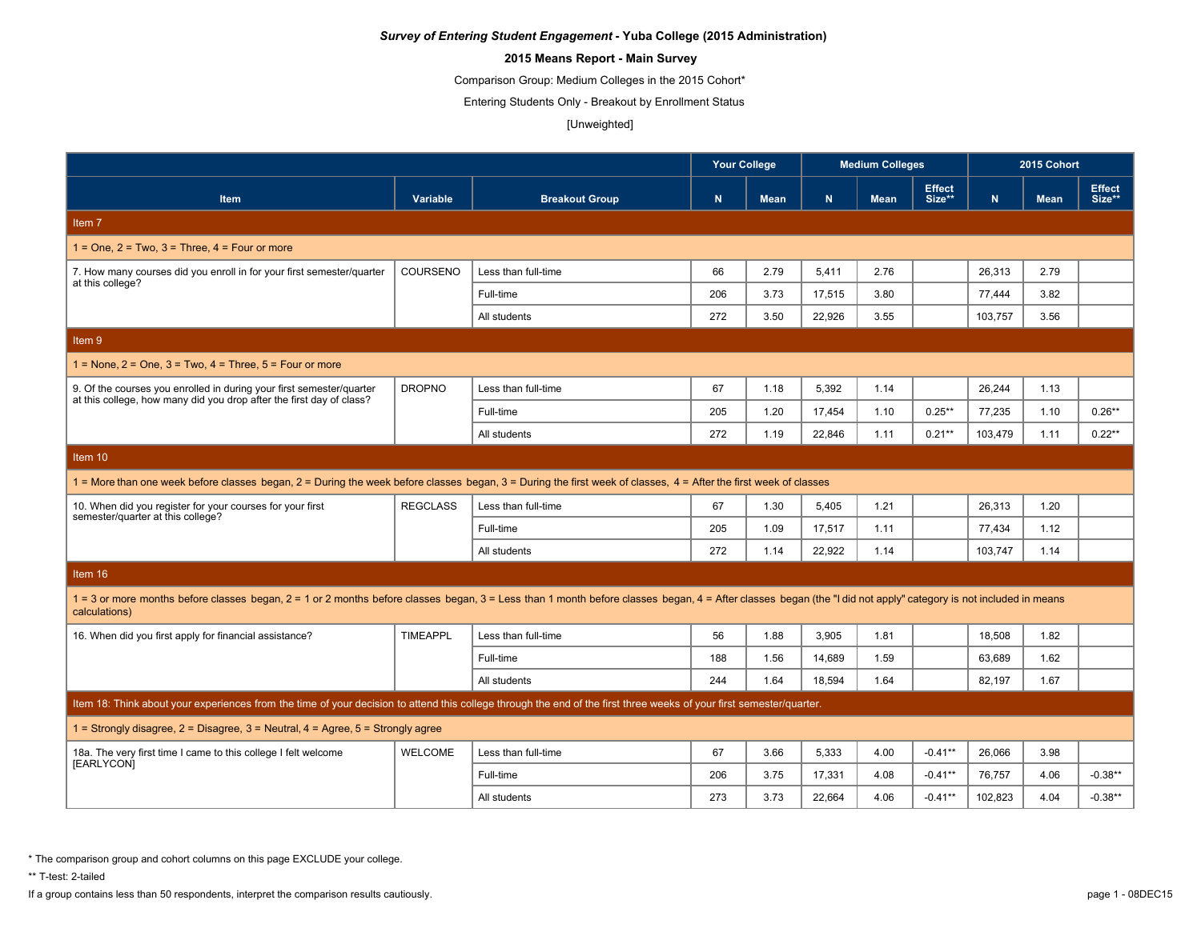***Survey of Entering Student Engagement* - Yuba College (2015 Administration)**

**2015 Means Report - Main Survey**

Comparison Group: Medium Colleges in the 2015 Cohort*

Entering Students Only - Breakout by Enrollment Status

[Unweighted]

| | | | Your College | | Medium Colleges | | | 2015 Cohort | | |
|---|---|---|---|---|---|---|---|---|---|---|
| **Item** | **Variable** | **Breakout Group** | **N** | **Mean** | **N** | **Mean** | **Effect Size**** | **N** | **Mean** | **Effect Size**** |
| **Item 7** | | | | | | | | | | |
| 1 = One, 2 = Two, 3 = Three, 4 = Four or more | | | | | | | | | | |
| 7. How many courses did you enroll in for your first semester/quarter at this college? | COURSENO | Less than full-time | 66 | 2.79 | 5,411 | 2.76 | | 26,313 | 2.79 | |
| | | Full-time | 206 | 3.73 | 17,515 | 3.80 | | 77,444 | 3.82 | |
| | | All students | 272 | 3.50 | 22,926 | 3.55 | | 103,757 | 3.56 | |
| **Item 9** | | | | | | | | | | |
| 1 = None, 2 = One, 3 = Two, 4 = Three, 5 = Four or more | | | | | | | | | | |
| 9. Of the courses you enrolled in during your first semester/quarter at this college, how many did you drop after the first day of class? | DROPNO | Less than full-time | 67 | 1.18 | 5,392 | 1.14 | | 26,244 | 1.13 | |
| | | Full-time | 205 | 1.20 | 17,454 | 1.10 | 0.25** | 77,235 | 1.10 | 0.26** |
| | | All students | 272 | 1.19 | 22,846 | 1.11 | 0.21** | 103,479 | 1.11 | 0.22** |
| **Item 10** | | | | | | | | | | |
| 1 = More than one week before classes began, 2 = During the week before classes began, 3 = During the first week of classes, 4 = After the first week of classes | | | | | | | | | | |
| 10. When did you register for your courses for your first semester/quarter at this college? | REGCLASS | Less than full-time | 67 | 1.30 | 5,405 | 1.21 | | 26,313 | 1.20 | |
| | | Full-time | 205 | 1.09 | 17,517 | 1.11 | | 77,434 | 1.12 | |
| | | All students | 272 | 1.14 | 22,922 | 1.14 | | 103,747 | 1.14 | |
| **Item 16** | | | | | | | | | | |
| 1 = 3 or more months before classes began, 2 = 1 or 2 months before classes began, 3 = Less than 1 month before classes began, 4 = After classes began (the "I did not apply" category is not included in means calculations) | | | | | | | | | | |
| 16. When did you first apply for financial assistance? | TIMEAPPL | Less than full-time | 56 | 1.88 | 3,905 | 1.81 | | 18,508 | 1.82 | |
| | | Full-time | 188 | 1.56 | 14,689 | 1.59 | | 63,689 | 1.62 | |
| | | All students | 244 | 1.64 | 18,594 | 1.64 | | 82,197 | 1.67 | |
| **Item 18: Think about your experiences from the time of your decision to attend this college through the end of the first three weeks of your first semester/quarter.** | | | | | | | | | | |
| 1 = Strongly disagree, 2 = Disagree, 3 = Neutral, 4 = Agree, 5 = Strongly agree | | | | | | | | | | |
| 18a. The very first time I came to this college I felt welcome [EARLYCON] | WELCOME | Less than full-time | 67 | 3.66 | 5,333 | 4.00 | -0.41** | 26,066 | 3.98 | |
| | | Full-time | 206 | 3.75 | 17,331 | 4.08 | -0.41** | 76,757 | 4.06 | -0.38** |
| | | All students | 273 | 3.73 | 22,664 | 4.06 | -0.41** | 102,823 | 4.04 | -0.38** |

* The comparison group and cohort columns on this page EXCLUDE your college.

** T-test: 2-tailed

If a group contains less than 50 respondents, interpret the comparison results cautiously.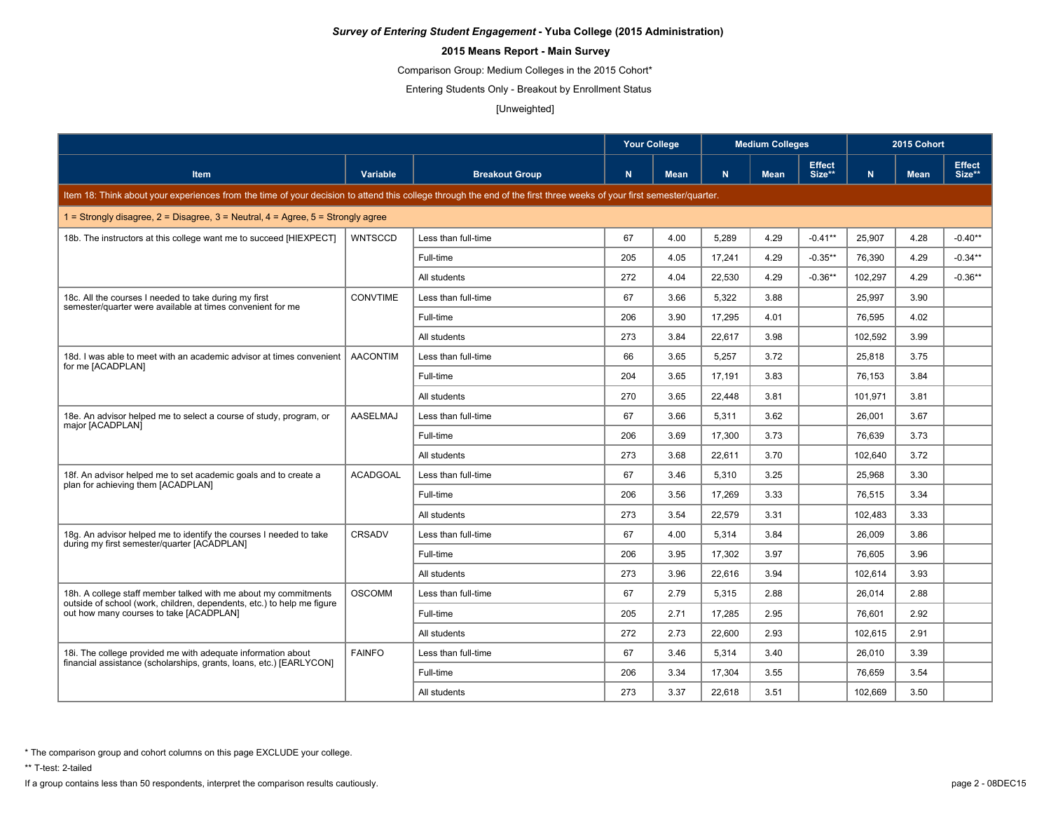***Survey of Entering Student Engagement* - Yuba College (2015 Administration)**

**2015 Means Report - Main Survey**

Comparison Group: Medium Colleges in the 2015 Cohort*

Entering Students Only - Breakout by Enrollment Status

[Unweighted]

| | | | Your College | | Medium Colleges | | | 2015 Cohort | | |
|---|---|---|---|---|---|---|---|---|---|---|
| Item | Variable | Breakout Group | N | Mean | N | Mean | Effect Size** | N | Mean | Effect Size** |
| Item 18: Think about your experiences from the time of your decision to attend this college through the end of the first three weeks of your first semester/quarter. | | | | | | | | | | |
| 1 = Strongly disagree, 2 = Disagree, 3 = Neutral, 4 = Agree, 5 = Strongly agree | | | | | | | | | | |
| 18b. The instructors at this college want me to succeed [HIEXPECT] | WNTSCCD | Less than full-time | 67 | 4.00 | 5,289 | 4.29 | -0.41** | 25,907 | 4.28 | -0.40** |
| | | Full-time | 205 | 4.05 | 17,241 | 4.29 | -0.35** | 76,390 | 4.29 | -0.34** |
| | | All students | 272 | 4.04 | 22,530 | 4.29 | -0.36** | 102,297 | 4.29 | -0.36** |
| 18c. All the courses I needed to take during my first semester/quarter were available at times convenient for me | CONVTIME | Less than full-time | 67 | 3.66 | 5,322 | 3.88 | | 25,997 | 3.90 | |
| | | Full-time | 206 | 3.90 | 17,295 | 4.01 | | 76,595 | 4.02 | |
| | | All students | 273 | 3.84 | 22,617 | 3.98 | | 102,592 | 3.99 | |
| 18d. I was able to meet with an academic advisor at times convenient for me [ACADPLAN] | AACONTIM | Less than full-time | 66 | 3.65 | 5,257 | 3.72 | | 25,818 | 3.75 | |
| | | Full-time | 204 | 3.65 | 17,191 | 3.83 | | 76,153 | 3.84 | |
| | | All students | 270 | 3.65 | 22,448 | 3.81 | | 101,971 | 3.81 | |
| 18e. An advisor helped me to select a course of study, program, or major [ACADPLAN] | AASELMAJ | Less than full-time | 67 | 3.66 | 5,311 | 3.62 | | 26,001 | 3.67 | |
| | | Full-time | 206 | 3.69 | 17,300 | 3.73 | | 76,639 | 3.73 | |
| | | All students | 273 | 3.68 | 22,611 | 3.70 | | 102,640 | 3.72 | |
| 18f. An advisor helped me to set academic goals and to create a plan for achieving them [ACADPLAN] | ACADGOAL | Less than full-time | 67 | 3.46 | 5,310 | 3.25 | | 25,968 | 3.30 | |
| | | Full-time | 206 | 3.56 | 17,269 | 3.33 | | 76,515 | 3.34 | |
| | | All students | 273 | 3.54 | 22,579 | 3.31 | | 102,483 | 3.33 | |
| 18g. An advisor helped me to identify the courses I needed to take during my first semester/quarter [ACADPLAN] | CRSADV | Less than full-time | 67 | 4.00 | 5,314 | 3.84 | | 26,009 | 3.86 | |
| | | Full-time | 206 | 3.95 | 17,302 | 3.97 | | 76,605 | 3.96 | |
| | | All students | 273 | 3.96 | 22,616 | 3.94 | | 102,614 | 3.93 | |
| 18h. A college staff member talked with me about my commitments outside of school (work, children, dependents, etc.) to help me figure out how many courses to take [ACADPLAN] | OSCOMM | Less than full-time | 67 | 2.79 | 5,315 | 2.88 | | 26,014 | 2.88 | |
| | | Full-time | 205 | 2.71 | 17,285 | 2.95 | | 76,601 | 2.92 | |
| | | All students | 272 | 2.73 | 22,600 | 2.93 | | 102,615 | 2.91 | |
| 18i. The college provided me with adequate information about financial assistance (scholarships, grants, loans, etc.) [EARLYCON] | FAINFO | Less than full-time | 67 | 3.46 | 5,314 | 3.40 | | 26,010 | 3.39 | |
| | | Full-time | 206 | 3.34 | 17,304 | 3.55 | | 76,659 | 3.54 | |
| | | All students | 273 | 3.37 | 22,618 | 3.51 | | 102,669 | 3.50 | |

* The comparison group and cohort columns on this page EXCLUDE your college.

** T-test: 2-tailed

If a group contains less than 50 respondents, interpret the comparison results cautiously.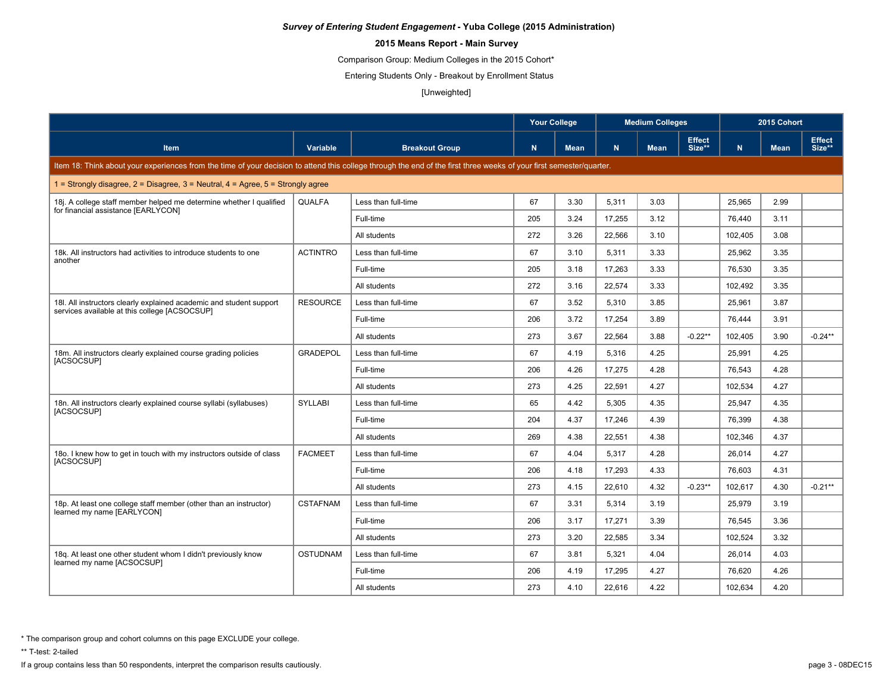***Survey of Entering Student Engagement* - Yuba College (2015 Administration)**

**2015 Means Report - Main Survey**

Comparison Group: Medium Colleges in the 2015 Cohort*

Entering Students Only - Breakout by Enrollment Status

[Unweighted]

| | | | Your College | | Medium Colleges | | | 2015 Cohort | | |
|---|---|---|---|---|---|---|---|---|---|---|
| Item | Variable | Breakout Group | N | Mean | N | Mean | Effect Size** | N | Mean | Effect Size** |
| Item 18: Think about your experiences from the time of your decision to attend this college through the end of the first three weeks of your first semester/quarter. | | | | | | | | | | |
| 1 = Strongly disagree, 2 = Disagree, 3 = Neutral, 4 = Agree, 5 = Strongly agree | | | | | | | | | | |
| 18j. A college staff member helped me determine whether I qualified for financial assistance [EARLYCON] | QUALFA | Less than full-time | 67 | 3.30 | 5,311 | 3.03 | | 25,965 | 2.99 | |
| | | Full-time | 205 | 3.24 | 17,255 | 3.12 | | 76,440 | 3.11 | |
| | | All students | 272 | 3.26 | 22,566 | 3.10 | | 102,405 | 3.08 | |
| 18k. All instructors had activities to introduce students to one another | ACTINTRO | Less than full-time | 67 | 3.10 | 5,311 | 3.33 | | 25,962 | 3.35 | |
| | | Full-time | 205 | 3.18 | 17,263 | 3.33 | | 76,530 | 3.35 | |
| | | All students | 272 | 3.16 | 22,574 | 3.33 | | 102,492 | 3.35 | |
| 18l. All instructors clearly explained academic and student support services available at this college [ACSOCSUP] | RESOURCE | Less than full-time | 67 | 3.52 | 5,310 | 3.85 | | 25,961 | 3.87 | |
| | | Full-time | 206 | 3.72 | 17,254 | 3.89 | | 76,444 | 3.91 | |
| | | All students | 273 | 3.67 | 22,564 | 3.88 | -0.22** | 102,405 | 3.90 | -0.24** |
| 18m. All instructors clearly explained course grading policies [ACSOCSUP] | GRADEPOL | Less than full-time | 67 | 4.19 | 5,316 | 4.25 | | 25,991 | 4.25 | |
| | | Full-time | 206 | 4.26 | 17,275 | 4.28 | | 76,543 | 4.28 | |
| | | All students | 273 | 4.25 | 22,591 | 4.27 | | 102,534 | 4.27 | |
| 18n. All instructors clearly explained course syllabi (syllabuses) [ACSOCSUP] | SYLLABI | Less than full-time | 65 | 4.42 | 5,305 | 4.35 | | 25,947 | 4.35 | |
| | | Full-time | 204 | 4.37 | 17,246 | 4.39 | | 76,399 | 4.38 | |
| | | All students | 269 | 4.38 | 22,551 | 4.38 | | 102,346 | 4.37 | |
| 18o. I knew how to get in touch with my instructors outside of class [ACSOCSUP] | FACMEET | Less than full-time | 67 | 4.04 | 5,317 | 4.28 | | 26,014 | 4.27 | |
| | | Full-time | 206 | 4.18 | 17,293 | 4.33 | | 76,603 | 4.31 | |
| | | All students | 273 | 4.15 | 22,610 | 4.32 | -0.23** | 102,617 | 4.30 | -0.21** |
| 18p. At least one college staff member (other than an instructor) learned my name [EARLYCON] | CSTAFNAM | Less than full-time | 67 | 3.31 | 5,314 | 3.19 | | 25,979 | 3.19 | |
| | | Full-time | 206 | 3.17 | 17,271 | 3.39 | | 76,545 | 3.36 | |
| | | All students | 273 | 3.20 | 22,585 | 3.34 | | 102,524 | 3.32 | |
| 18q. At least one other student whom I didn't previously know learned my name [ACSOCSUP] | OSTUDNAM | Less than full-time | 67 | 3.81 | 5,321 | 4.04 | | 26,014 | 4.03 | |
| | | Full-time | 206 | 4.19 | 17,295 | 4.27 | | 76,620 | 4.26 | |
| | | All students | 273 | 4.10 | 22,616 | 4.22 | | 102,634 | 4.20 | |

* The comparison group and cohort columns on this page EXCLUDE your college.

** T-test: 2-tailed

If a group contains less than 50 respondents, interpret the comparison results cautiously.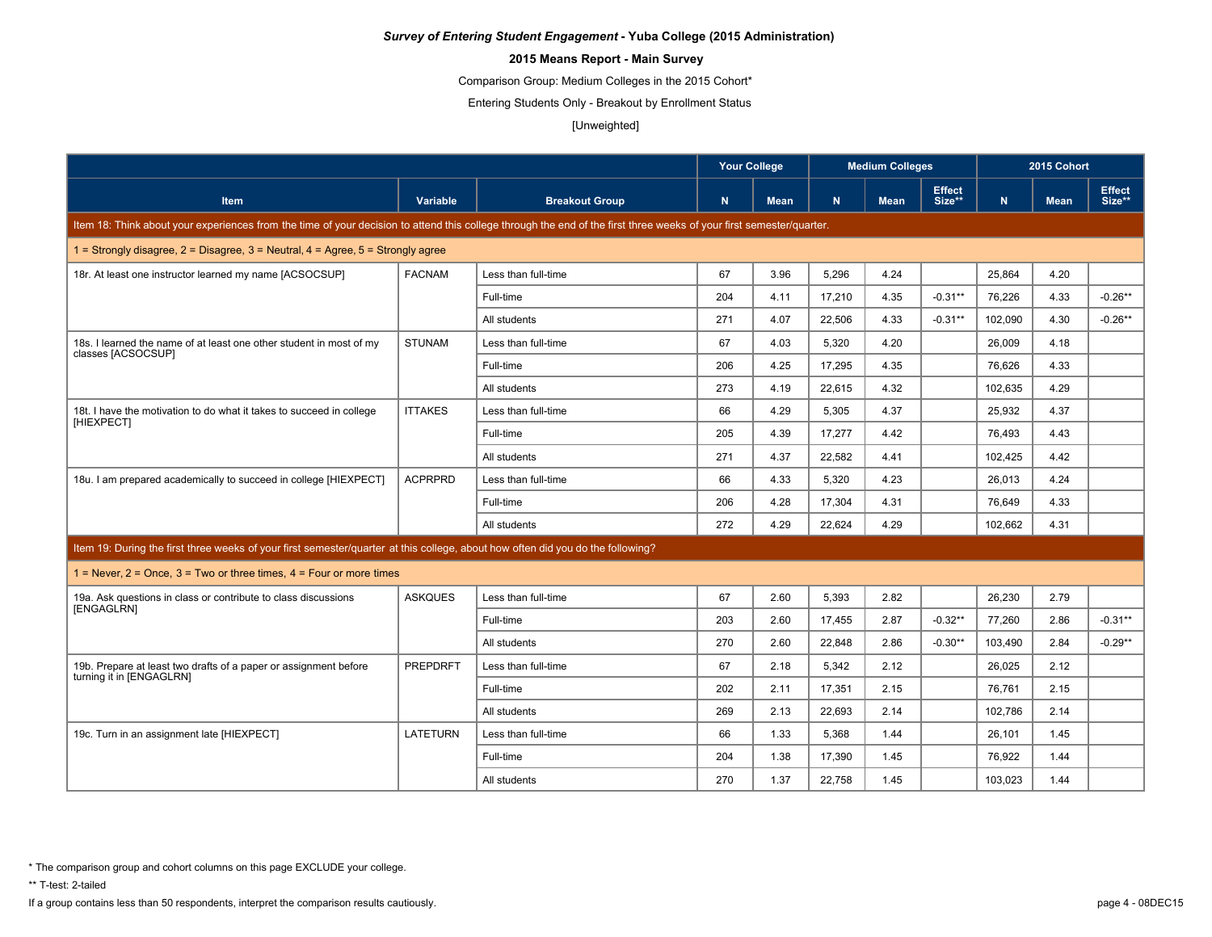***Survey of Entering Student Engagement* - Yuba College (2015 Administration)**

**2015 Means Report - Main Survey**

Comparison Group: Medium Colleges in the 2015 Cohort*

Entering Students Only - Breakout by Enrollment Status

[Unweighted]

| | | | Your College | | Medium Colleges | | | 2015 Cohort | | |
|---|---|---|---|---|---|---|---|---|---|---|
| Item | Variable | Breakout Group | N | Mean | N | Mean | Effect Size** | N | Mean | Effect Size** |
| Item 18: Think about your experiences from the time of your decision to attend this college through the end of the first three weeks of your first semester/quarter. | | | | | | | | | | |
| 1 = Strongly disagree, 2 = Disagree, 3 = Neutral, 4 = Agree, 5 = Strongly agree | | | | | | | | | | |
| 18r. At least one instructor learned my name [ACSOCSUP] | FACNAM | Less than full-time | 67 | 3.96 | 5,296 | 4.24 | | 25,864 | 4.20 | |
| | | Full-time | 204 | 4.11 | 17,210 | 4.35 | -0.31** | 76,226 | 4.33 | -0.26** |
| | | All students | 271 | 4.07 | 22,506 | 4.33 | -0.31** | 102,090 | 4.30 | -0.26** |
| 18s. I learned the name of at least one other student in most of my classes [ACSOCSUP] | STUNAM | Less than full-time | 67 | 4.03 | 5,320 | 4.20 | | 26,009 | 4.18 | |
| | | Full-time | 206 | 4.25 | 17,295 | 4.35 | | 76,626 | 4.33 | |
| | | All students | 273 | 4.19 | 22,615 | 4.32 | | 102,635 | 4.29 | |
| 18t. I have the motivation to do what it takes to succeed in college [HIEXPECT] | ITTAKES | Less than full-time | 66 | 4.29 | 5,305 | 4.37 | | 25,932 | 4.37 | |
| | | Full-time | 205 | 4.39 | 17,277 | 4.42 | | 76,493 | 4.43 | |
| | | All students | 271 | 4.37 | 22,582 | 4.41 | | 102,425 | 4.42 | |
| 18u. I am prepared academically to succeed in college [HIEXPECT] | ACPRPRD | Less than full-time | 66 | 4.33 | 5,320 | 4.23 | | 26,013 | 4.24 | |
| | | Full-time | 206 | 4.28 | 17,304 | 4.31 | | 76,649 | 4.33 | |
| | | All students | 272 | 4.29 | 22,624 | 4.29 | | 102,662 | 4.31 | |
| Item 19: During the first three weeks of your first semester/quarter at this college, about how often did you do the following? | | | | | | | | | | |
| 1 = Never, 2 = Once, 3 = Two or three times, 4 = Four or more times | | | | | | | | | | |
| 19a. Ask questions in class or contribute to class discussions [ENGAGLRN] | ASKQUES | Less than full-time | 67 | 2.60 | 5,393 | 2.82 | | 26,230 | 2.79 | |
| | | Full-time | 203 | 2.60 | 17,455 | 2.87 | -0.32** | 77,260 | 2.86 | -0.31** |
| | | All students | 270 | 2.60 | 22,848 | 2.86 | -0.30** | 103,490 | 2.84 | -0.29** |
| 19b. Prepare at least two drafts of a paper or assignment before turning it in [ENGAGLRN] | PREPDRFT | Less than full-time | 67 | 2.18 | 5,342 | 2.12 | | 26,025 | 2.12 | |
| | | Full-time | 202 | 2.11 | 17,351 | 2.15 | | 76,761 | 2.15 | |
| | | All students | 269 | 2.13 | 22,693 | 2.14 | | 102,786 | 2.14 | |
| 19c. Turn in an assignment late [HIEXPECT] | LATETURN | Less than full-time | 66 | 1.33 | 5,368 | 1.44 | | 26,101 | 1.45 | |
| | | Full-time | 204 | 1.38 | 17,390 | 1.45 | | 76,922 | 1.44 | |
| | | All students | 270 | 1.37 | 22,758 | 1.45 | | 103,023 | 1.44 | |

* The comparison group and cohort columns on this page EXCLUDE your college.

** T-test: 2-tailed

If a group contains less than 50 respondents, interpret the comparison results cautiously.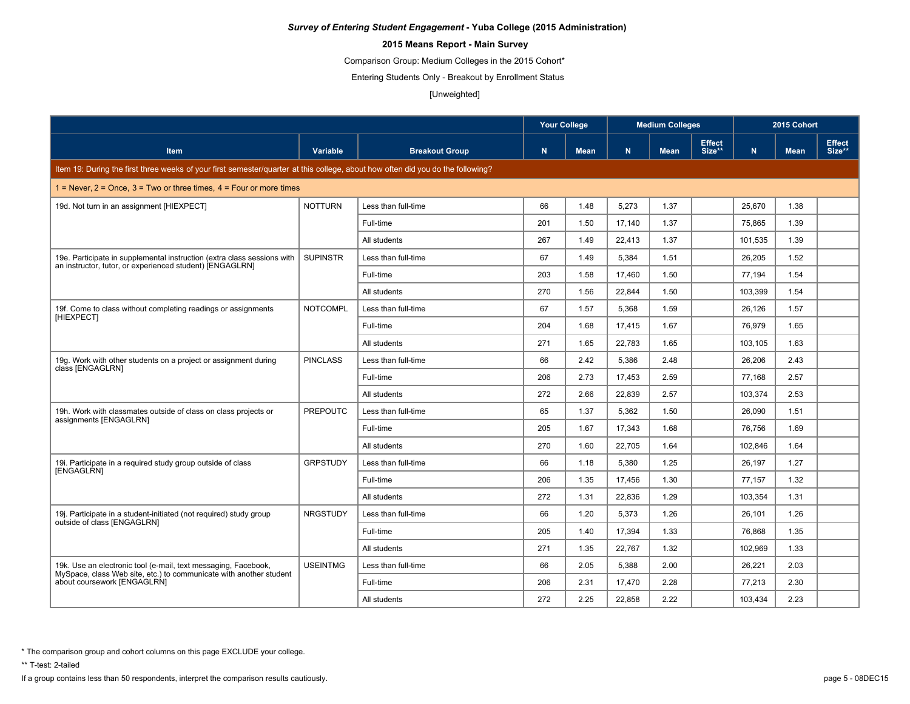*Survey of Entering Student Engagement* **- Yuba College (2015 Administration)**

**2015 Means Report - Main Survey**

Comparison Group: Medium Colleges in the 2015 Cohort*

Entering Students Only - Breakout by Enrollment Status

[Unweighted]

| | | | Your College | | Medium Colleges | | | 2015 Cohort | | |
|---|---|---|---|---|---|---|---|---|---|---|
| **Item** | **Variable** | **Breakout Group** | **N** | **Mean** | **N** | **Mean** | **Effect Size**** | **N** | **Mean** | **Effect Size**** |
| Item 19: During the first three weeks of your first semester/quarter at this college, about how often did you do the following? | | | | | | | | | | |
| 1 = Never, 2 = Once, 3 = Two or three times, 4 = Four or more times | | | | | | | | | | |
| 19d. Not turn in an assignment [HIEXPECT] | NOTTURN | Less than full-time | 66 | 1.48 | 5,273 | 1.37 | | 25,670 | 1.38 | |
| | | Full-time | 201 | 1.50 | 17,140 | 1.37 | | 75,865 | 1.39 | |
| | | All students | 267 | 1.49 | 22,413 | 1.37 | | 101,535 | 1.39 | |
| 19e. Participate in supplemental instruction (extra class sessions with an instructor, tutor, or experienced student) [ENGAGLRN] | SUPINSTR | Less than full-time | 67 | 1.49 | 5,384 | 1.51 | | 26,205 | 1.52 | |
| | | Full-time | 203 | 1.58 | 17,460 | 1.50 | | 77,194 | 1.54 | |
| | | All students | 270 | 1.56 | 22,844 | 1.50 | | 103,399 | 1.54 | |
| 19f. Come to class without completing readings or assignments [HIEXPECT] | NOTCOMPL | Less than full-time | 67 | 1.57 | 5,368 | 1.59 | | 26,126 | 1.57 | |
| | | Full-time | 204 | 1.68 | 17,415 | 1.67 | | 76,979 | 1.65 | |
| | | All students | 271 | 1.65 | 22,783 | 1.65 | | 103,105 | 1.63 | |
| 19g. Work with other students on a project or assignment during class [ENGAGLRN] | PINCLASS | Less than full-time | 66 | 2.42 | 5,386 | 2.48 | | 26,206 | 2.43 | |
| | | Full-time | 206 | 2.73 | 17,453 | 2.59 | | 77,168 | 2.57 | |
| | | All students | 272 | 2.66 | 22,839 | 2.57 | | 103,374 | 2.53 | |
| 19h. Work with classmates outside of class on class projects or assignments [ENGAGLRN] | PREPOUTC | Less than full-time | 65 | 1.37 | 5,362 | 1.50 | | 26,090 | 1.51 | |
| | | Full-time | 205 | 1.67 | 17,343 | 1.68 | | 76,756 | 1.69 | |
| | | All students | 270 | 1.60 | 22,705 | 1.64 | | 102,846 | 1.64 | |
| 19i. Participate in a required study group outside of class [ENGAGLRN] | GRPSTUDY | Less than full-time | 66 | 1.18 | 5,380 | 1.25 | | 26,197 | 1.27 | |
| | | Full-time | 206 | 1.35 | 17,456 | 1.30 | | 77,157 | 1.32 | |
| | | All students | 272 | 1.31 | 22,836 | 1.29 | | 103,354 | 1.31 | |
| 19j. Participate in a student-initiated (not required) study group outside of class [ENGAGLRN] | NRGSTUDY | Less than full-time | 66 | 1.20 | 5,373 | 1.26 | | 26,101 | 1.26 | |
| | | Full-time | 205 | 1.40 | 17,394 | 1.33 | | 76,868 | 1.35 | |
| | | All students | 271 | 1.35 | 22,767 | 1.32 | | 102,969 | 1.33 | |
| 19k. Use an electronic tool (e-mail, text messaging, Facebook, MySpace, class Web site, etc.) to communicate with another student about coursework [ENGAGLRN] | USEINTMG | Less than full-time | 66 | 2.05 | 5,388 | 2.00 | | 26,221 | 2.03 | |
| | | Full-time | 206 | 2.31 | 17,470 | 2.28 | | 77,213 | 2.30 | |
| | | All students | 272 | 2.25 | 22,858 | 2.22 | | 103,434 | 2.23 | |

* The comparison group and cohort columns on this page EXCLUDE your college.

** T-test: 2-tailed

If a group contains less than 50 respondents, interpret the comparison results cautiously.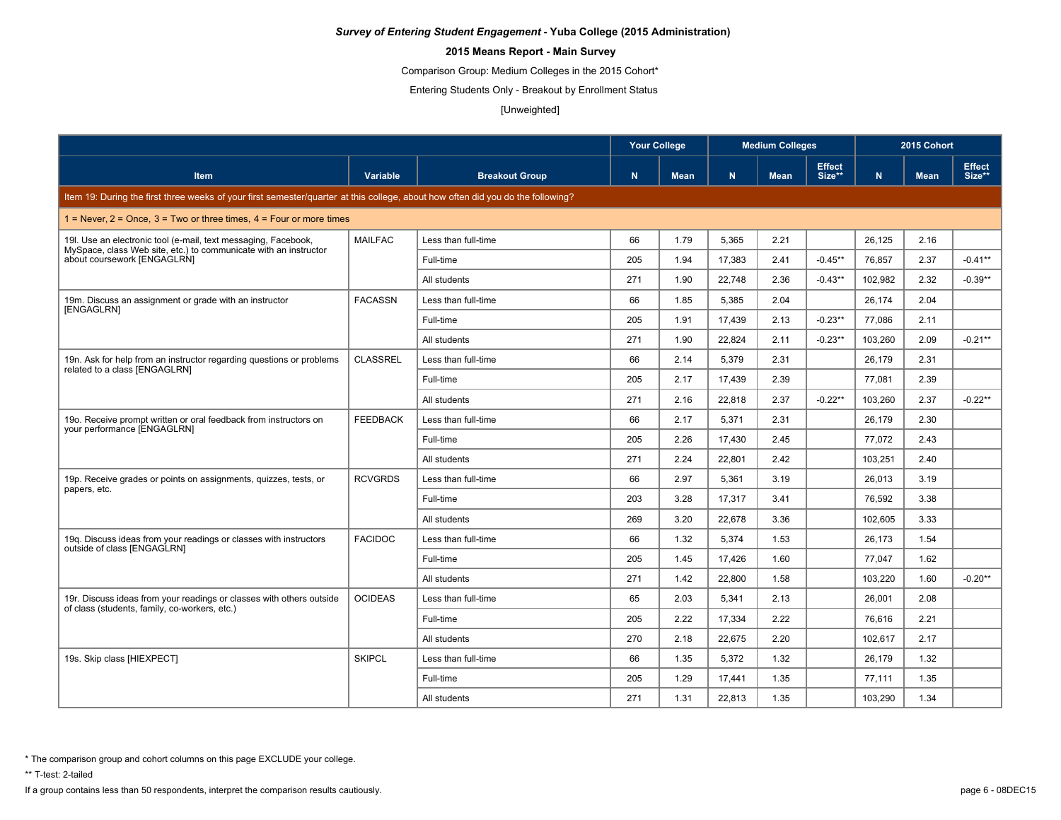***Survey of Entering Student Engagement* - Yuba College (2015 Administration)**

**2015 Means Report - Main Survey**

Comparison Group: Medium Colleges in the 2015 Cohort*

Entering Students Only - Breakout by Enrollment Status

[Unweighted]

| | | | Your College | | Medium Colleges | | | 2015 Cohort | | |
|---|---|---|---|---|---|---|---|---|---|---|
| Item | Variable | Breakout Group | N | Mean | N | Mean | Effect Size** | N | Mean | Effect Size** |
| Item 19: During the first three weeks of your first semester/quarter at this college, about how often did you do the following? | | | | | | | | | | |
| 1 = Never, 2 = Once, 3 = Two or three times, 4 = Four or more times | | | | | | | | | | |
| 19l. Use an electronic tool (e-mail, text messaging, Facebook, MySpace, class Web site, etc.) to communicate with an instructor about coursework [ENGAGLRN] | MAILFAC | Less than full-time | 66 | 1.79 | 5,365 | 2.21 | | 26,125 | 2.16 | |
| | | Full-time | 205 | 1.94 | 17,383 | 2.41 | -0.45** | 76,857 | 2.37 | -0.41** |
| | | All students | 271 | 1.90 | 22,748 | 2.36 | -0.43** | 102,982 | 2.32 | -0.39** |
| 19m. Discuss an assignment or grade with an instructor [ENGAGLRN] | FACASSN | Less than full-time | 66 | 1.85 | 5,385 | 2.04 | | 26,174 | 2.04 | |
| | | Full-time | 205 | 1.91 | 17,439 | 2.13 | -0.23** | 77,086 | 2.11 | |
| | | All students | 271 | 1.90 | 22,824 | 2.11 | -0.23** | 103,260 | 2.09 | -0.21** |
| 19n. Ask for help from an instructor regarding questions or problems related to a class [ENGAGLRN] | CLASSREL | Less than full-time | 66 | 2.14 | 5,379 | 2.31 | | 26,179 | 2.31 | |
| | | Full-time | 205 | 2.17 | 17,439 | 2.39 | | 77,081 | 2.39 | |
| | | All students | 271 | 2.16 | 22,818 | 2.37 | -0.22** | 103,260 | 2.37 | -0.22** |
| 19o. Receive prompt written or oral feedback from instructors on your performance [ENGAGLRN] | FEEDBACK | Less than full-time | 66 | 2.17 | 5,371 | 2.31 | | 26,179 | 2.30 | |
| | | Full-time | 205 | 2.26 | 17,430 | 2.45 | | 77,072 | 2.43 | |
| | | All students | 271 | 2.24 | 22,801 | 2.42 | | 103,251 | 2.40 | |
| 19p. Receive grades or points on assignments, quizzes, tests, or papers, etc. | RCVGRDS | Less than full-time | 66 | 2.97 | 5,361 | 3.19 | | 26,013 | 3.19 | |
| | | Full-time | 203 | 3.28 | 17,317 | 3.41 | | 76,592 | 3.38 | |
| | | All students | 269 | 3.20 | 22,678 | 3.36 | | 102,605 | 3.33 | |
| 19q. Discuss ideas from your readings or classes with instructors outside of class [ENGAGLRN] | FACIDOC | Less than full-time | 66 | 1.32 | 5,374 | 1.53 | | 26,173 | 1.54 | |
| | | Full-time | 205 | 1.45 | 17,426 | 1.60 | | 77,047 | 1.62 | |
| | | All students | 271 | 1.42 | 22,800 | 1.58 | | 103,220 | 1.60 | -0.20** |
| 19r. Discuss ideas from your readings or classes with others outside of class (students, family, co-workers, etc.) | OCIDEAS | Less than full-time | 65 | 2.03 | 5,341 | 2.13 | | 26,001 | 2.08 | |
| | | Full-time | 205 | 2.22 | 17,334 | 2.22 | | 76,616 | 2.21 | |
| | | All students | 270 | 2.18 | 22,675 | 2.20 | | 102,617 | 2.17 | |
| 19s. Skip class [HIEXPECT] | SKIPCL | Less than full-time | 66 | 1.35 | 5,372 | 1.32 | | 26,179 | 1.32 | |
| | | Full-time | 205 | 1.29 | 17,441 | 1.35 | | 77,111 | 1.35 | |
| | | All students | 271 | 1.31 | 22,813 | 1.35 | | 103,290 | 1.34 | |

* The comparison group and cohort columns on this page EXCLUDE your college.

** T-test: 2-tailed

If a group contains less than 50 respondents, interpret the comparison results cautiously.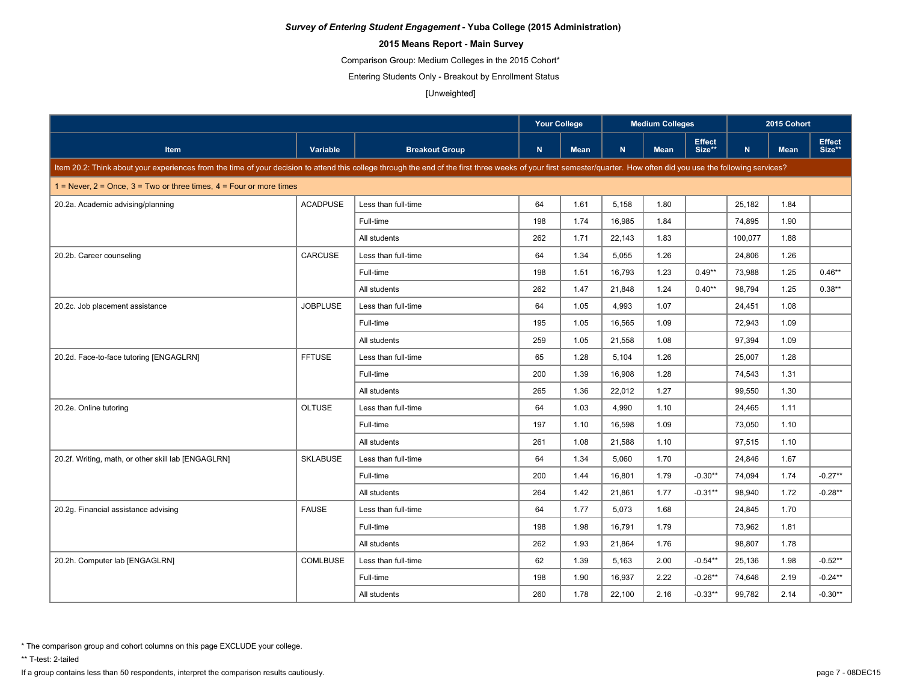***Survey of Entering Student Engagement* - Yuba College (2015 Administration)**

**2015 Means Report - Main Survey**

Comparison Group: Medium Colleges in the 2015 Cohort*

Entering Students Only - Breakout by Enrollment Status

[Unweighted]

| | | | Your College | | Medium Colleges | | | 2015 Cohort | | |
|---|---|---|---|---|---|---|---|---|---|---|
| Item | Variable | Breakout Group | N | Mean | N | Mean | Effect Size** | N | Mean | Effect Size** |
| Item 20.2: Think about your experiences from the time of your decision to attend this college through the end of the first three weeks of your first semester/quarter. How often did you use the following services? | | | | | | | | | | |
| 1 = Never, 2 = Once, 3 = Two or three times, 4 = Four or more times | | | | | | | | | | |
| 20.2a. Academic advising/planning | ACADPUSE | Less than full-time | 64 | 1.61 | 5,158 | 1.80 | | 25,182 | 1.84 | |
| | | Full-time | 198 | 1.74 | 16,985 | 1.84 | | 74,895 | 1.90 | |
| | | All students | 262 | 1.71 | 22,143 | 1.83 | | 100,077 | 1.88 | |
| 20.2b. Career counseling | CARCUSE | Less than full-time | 64 | 1.34 | 5,055 | 1.26 | | 24,806 | 1.26 | |
| | | Full-time | 198 | 1.51 | 16,793 | 1.23 | 0.49** | 73,988 | 1.25 | 0.46** |
| | | All students | 262 | 1.47 | 21,848 | 1.24 | 0.40** | 98,794 | 1.25 | 0.38** |
| 20.2c. Job placement assistance | JOBPLUSE | Less than full-time | 64 | 1.05 | 4,993 | 1.07 | | 24,451 | 1.08 | |
| | | Full-time | 195 | 1.05 | 16,565 | 1.09 | | 72,943 | 1.09 | |
| | | All students | 259 | 1.05 | 21,558 | 1.08 | | 97,394 | 1.09 | |
| 20.2d. Face-to-face tutoring [ENGAGLRN] | FFTUSE | Less than full-time | 65 | 1.28 | 5,104 | 1.26 | | 25,007 | 1.28 | |
| | | Full-time | 200 | 1.39 | 16,908 | 1.28 | | 74,543 | 1.31 | |
| | | All students | 265 | 1.36 | 22,012 | 1.27 | | 99,550 | 1.30 | |
| 20.2e. Online tutoring | OLTUSE | Less than full-time | 64 | 1.03 | 4,990 | 1.10 | | 24,465 | 1.11 | |
| | | Full-time | 197 | 1.10 | 16,598 | 1.09 | | 73,050 | 1.10 | |
| | | All students | 261 | 1.08 | 21,588 | 1.10 | | 97,515 | 1.10 | |
| 20.2f. Writing, math, or other skill lab [ENGAGLRN] | SKLABUSE | Less than full-time | 64 | 1.34 | 5,060 | 1.70 | | 24,846 | 1.67 | |
| | | Full-time | 200 | 1.44 | 16,801 | 1.79 | -0.30** | 74,094 | 1.74 | -0.27** |
| | | All students | 264 | 1.42 | 21,861 | 1.77 | -0.31** | 98,940 | 1.72 | -0.28** |
| 20.2g. Financial assistance advising | FAUSE | Less than full-time | 64 | 1.77 | 5,073 | 1.68 | | 24,845 | 1.70 | |
| | | Full-time | 198 | 1.98 | 16,791 | 1.79 | | 73,962 | 1.81 | |
| | | All students | 262 | 1.93 | 21,864 | 1.76 | | 98,807 | 1.78 | |
| 20.2h. Computer lab [ENGAGLRN] | COMLBUSE | Less than full-time | 62 | 1.39 | 5,163 | 2.00 | -0.54** | 25,136 | 1.98 | -0.52** |
| | | Full-time | 198 | 1.90 | 16,937 | 2.22 | -0.26** | 74,646 | 2.19 | -0.24** |
| | | All students | 260 | 1.78 | 22,100 | 2.16 | -0.33** | 99,782 | 2.14 | -0.30** |

* The comparison group and cohort columns on this page EXCLUDE your college.

** T-test: 2-tailed

If a group contains less than 50 respondents, interpret the comparison results cautiously.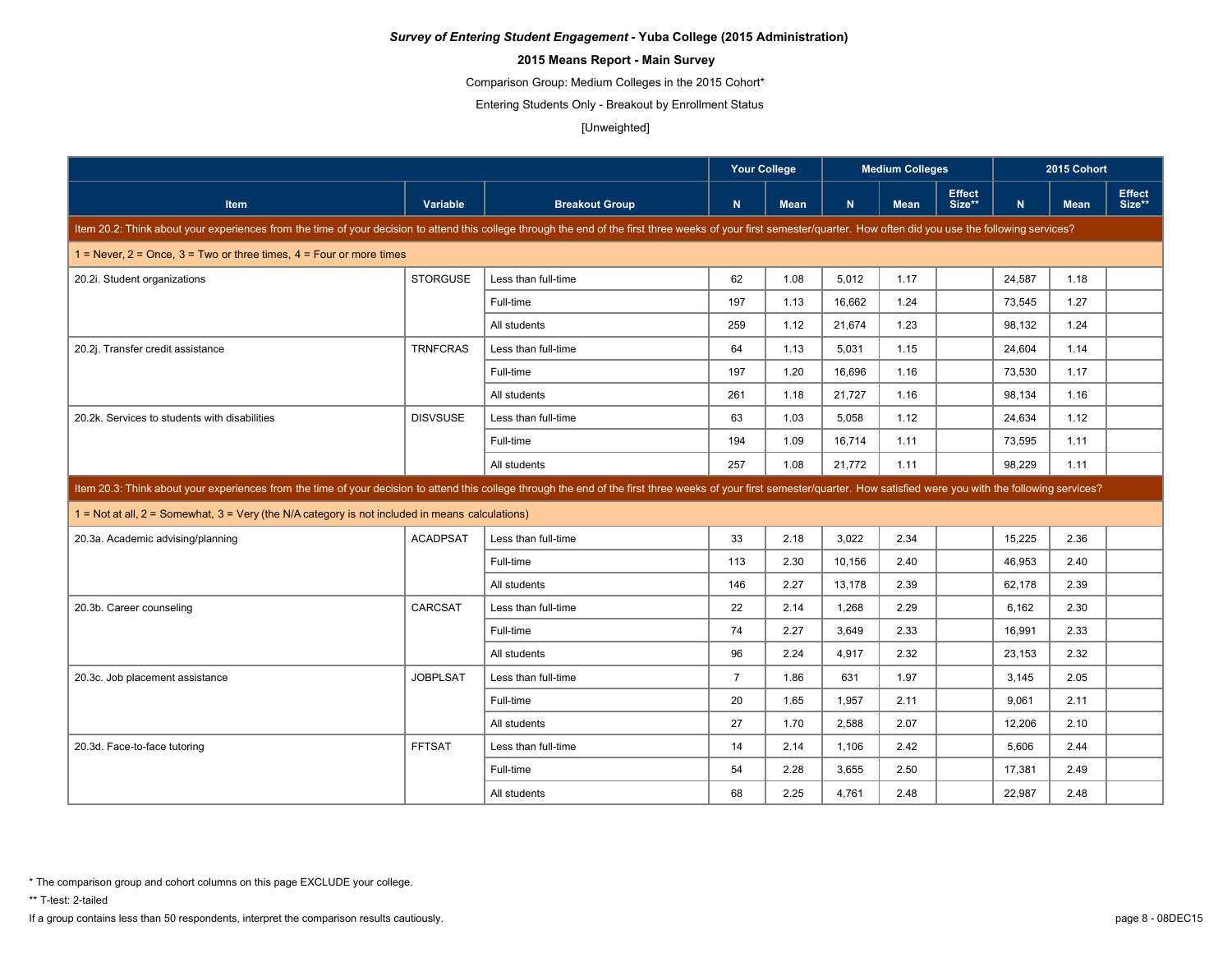*Survey of Entering Student Engagement* **- Yuba College (2015 Administration)**

**2015 Means Report - Main Survey**

Comparison Group: Medium Colleges in the 2015 Cohort*

Entering Students Only - Breakout by Enrollment Status

[Unweighted]

| | | | Your College | | Medium Colleges | | | 2015 Cohort | | |
|---|---|---|---|---|---|---|---|---|---|---|
| Item | Variable | Breakout Group | N | Mean | N | Mean | Effect Size** | N | Mean | Effect Size** |
| Item 20.2: Think about your experiences from the time of your decision to attend this college through the end of the first three weeks of your first semester/quarter. How often did you use the following services? | | | | | | | | | | |
| 1 = Never, 2 = Once, 3 = Two or three times, 4 = Four or more times | | | | | | | | | | |
| 20.2i. Student organizations | STORGUSE | Less than full-time | 62 | 1.08 | 5,012 | 1.17 | | 24,587 | 1.18 | |
| | | Full-time | 197 | 1.13 | 16,662 | 1.24 | | 73,545 | 1.27 | |
| | | All students | 259 | 1.12 | 21,674 | 1.23 | | 98,132 | 1.24 | |
| 20.2j. Transfer credit assistance | TRNFCRAS | Less than full-time | 64 | 1.13 | 5,031 | 1.15 | | 24,604 | 1.14 | |
| | | Full-time | 197 | 1.20 | 16,696 | 1.16 | | 73,530 | 1.17 | |
| | | All students | 261 | 1.18 | 21,727 | 1.16 | | 98,134 | 1.16 | |
| 20.2k. Services to students with disabilities | DISVSUSE | Less than full-time | 63 | 1.03 | 5,058 | 1.12 | | 24,634 | 1.12 | |
| | | Full-time | 194 | 1.09 | 16,714 | 1.11 | | 73,595 | 1.11 | |
| | | All students | 257 | 1.08 | 21,772 | 1.11 | | 98,229 | 1.11 | |
| Item 20.3: Think about your experiences from the time of your decision to attend this college through the end of the first three weeks of your first semester/quarter. How satisfied were you with the following services? | | | | | | | | | | |
| 1 = Not at all, 2 = Somewhat, 3 = Very (the N/A category is not included in means calculations) | | | | | | | | | | |
| 20.3a. Academic advising/planning | ACADPSAT | Less than full-time | 33 | 2.18 | 3,022 | 2.34 | | 15,225 | 2.36 | |
| | | Full-time | 113 | 2.30 | 10,156 | 2.40 | | 46,953 | 2.40 | |
| | | All students | 146 | 2.27 | 13,178 | 2.39 | | 62,178 | 2.39 | |
| 20.3b. Career counseling | CARCSAT | Less than full-time | 22 | 2.14 | 1,268 | 2.29 | | 6,162 | 2.30 | |
| | | Full-time | 74 | 2.27 | 3,649 | 2.33 | | 16,991 | 2.33 | |
| | | All students | 96 | 2.24 | 4,917 | 2.32 | | 23,153 | 2.32 | |
| 20.3c. Job placement assistance | JOBPLSAT | Less than full-time | 7 | 1.86 | 631 | 1.97 | | 3,145 | 2.05 | |
| | | Full-time | 20 | 1.65 | 1,957 | 2.11 | | 9,061 | 2.11 | |
| | | All students | 27 | 1.70 | 2,588 | 2.07 | | 12,206 | 2.10 | |
| 20.3d. Face-to-face tutoring | FFTSAT | Less than full-time | 14 | 2.14 | 1,106 | 2.42 | | 5,606 | 2.44 | |
| | | Full-time | 54 | 2.28 | 3,655 | 2.50 | | 17,381 | 2.49 | |
| | | All students | 68 | 2.25 | 4,761 | 2.48 | | 22,987 | 2.48 | |

\* The comparison group and cohort columns on this page EXCLUDE your college.

** T-test: 2-tailed

If a group contains less than 50 respondents, interpret the comparison results cautiously.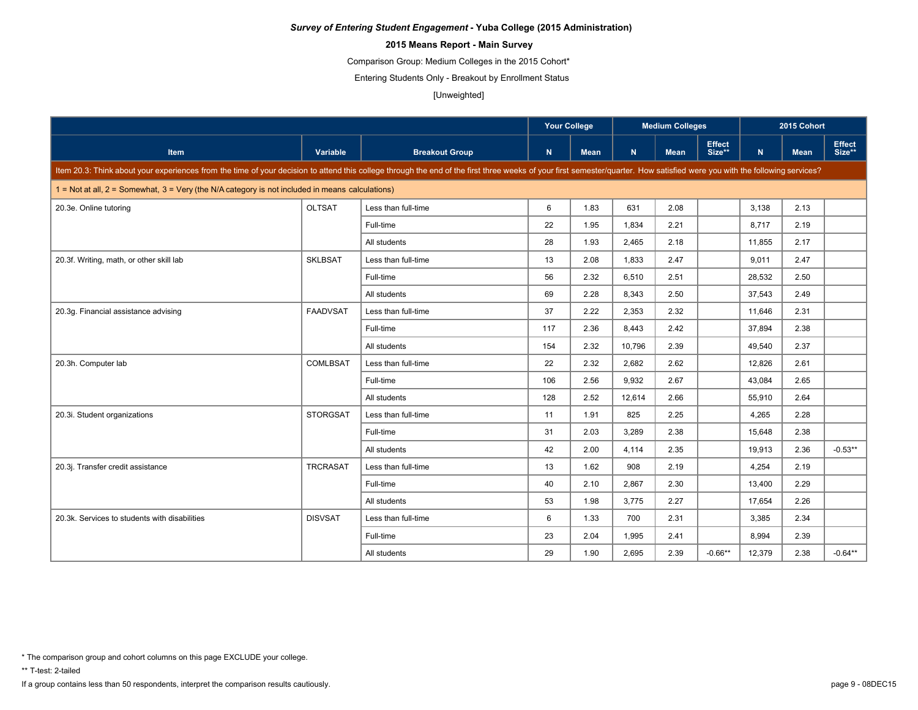***Survey of Entering Student Engagement* - Yuba College (2015 Administration)**

**2015 Means Report - Main Survey**

Comparison Group: Medium Colleges in the 2015 Cohort*

Entering Students Only - Breakout by Enrollment Status

[Unweighted]

| | | | Your College | | Medium Colleges | | | 2015 Cohort | | |
|---|---|---|---|---|---|---|---|---|---|---|
| Item | Variable | Breakout Group | N | Mean | N | Mean | Effect Size** | N | Mean | Effect Size** |
| Item 20.3: Think about your experiences from the time of your decision to attend this college through the end of the first three weeks of your first semester/quarter. How satisfied were you with the following services? | | | | | | | | | | |
| 1 = Not at all, 2 = Somewhat, 3 = Very (the N/A category is not included in means calculations) | | | | | | | | | | |
| 20.3e. Online tutoring | OLTSAT | Less than full-time | 6 | 1.83 | 631 | 2.08 | | 3,138 | 2.13 | |
| | | Full-time | 22 | 1.95 | 1,834 | 2.21 | | 8,717 | 2.19 | |
| | | All students | 28 | 1.93 | 2,465 | 2.18 | | 11,855 | 2.17 | |
| 20.3f. Writing, math, or other skill lab | SKLBSAT | Less than full-time | 13 | 2.08 | 1,833 | 2.47 | | 9,011 | 2.47 | |
| | | Full-time | 56 | 2.32 | 6,510 | 2.51 | | 28,532 | 2.50 | |
| | | All students | 69 | 2.28 | 8,343 | 2.50 | | 37,543 | 2.49 | |
| 20.3g. Financial assistance advising | FAADVSAT | Less than full-time | 37 | 2.22 | 2,353 | 2.32 | | 11,646 | 2.31 | |
| | | Full-time | 117 | 2.36 | 8,443 | 2.42 | | 37,894 | 2.38 | |
| | | All students | 154 | 2.32 | 10,796 | 2.39 | | 49,540 | 2.37 | |
| 20.3h. Computer lab | COMLBSAT | Less than full-time | 22 | 2.32 | 2,682 | 2.62 | | 12,826 | 2.61 | |
| | | Full-time | 106 | 2.56 | 9,932 | 2.67 | | 43,084 | 2.65 | |
| | | All students | 128 | 2.52 | 12,614 | 2.66 | | 55,910 | 2.64 | |
| 20.3i. Student organizations | STORGSAT | Less than full-time | 11 | 1.91 | 825 | 2.25 | | 4,265 | 2.28 | |
| | | Full-time | 31 | 2.03 | 3,289 | 2.38 | | 15,648 | 2.38 | |
| | | All students | 42 | 2.00 | 4,114 | 2.35 | | 19,913 | 2.36 | -0.53** |
| 20.3j. Transfer credit assistance | TRCRASAT | Less than full-time | 13 | 1.62 | 908 | 2.19 | | 4,254 | 2.19 | |
| | | Full-time | 40 | 2.10 | 2,867 | 2.30 | | 13,400 | 2.29 | |
| | | All students | 53 | 1.98 | 3,775 | 2.27 | | 17,654 | 2.26 | |
| 20.3k. Services to students with disabilities | DISVSAT | Less than full-time | 6 | 1.33 | 700 | 2.31 | | 3,385 | 2.34 | |
| | | Full-time | 23 | 2.04 | 1,995 | 2.41 | | 8,994 | 2.39 | |
| | | All students | 29 | 1.90 | 2,695 | 2.39 | -0.66** | 12,379 | 2.38 | -0.64** |

\* The comparison group and cohort columns on this page EXCLUDE your college.

\** T-test: 2-tailed

If a group contains less than 50 respondents, interpret the comparison results cautiously.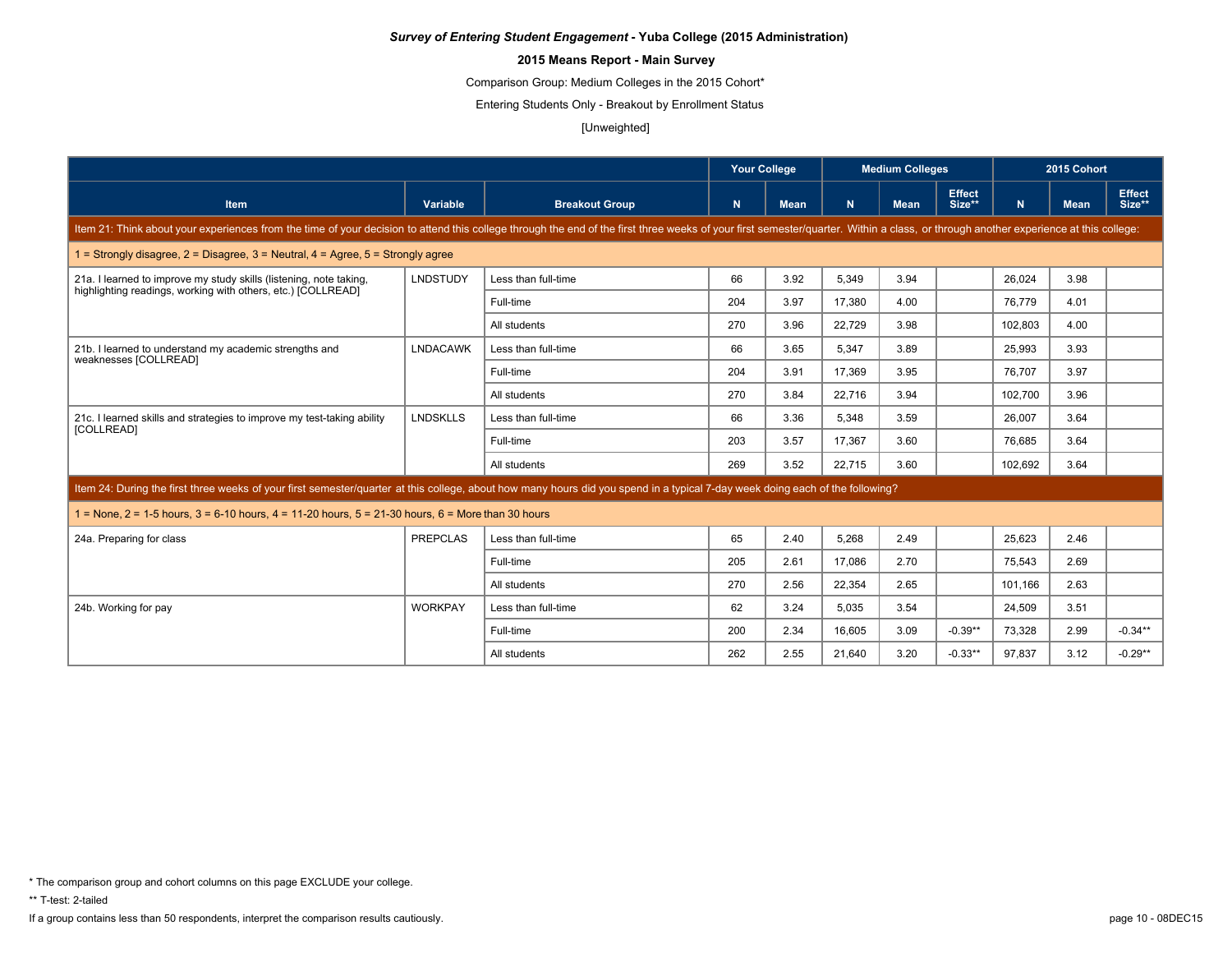***Survey of Entering Student Engagement* - Yuba College (2015 Administration)**

**2015 Means Report - Main Survey**

Comparison Group: Medium Colleges in the 2015 Cohort*

Entering Students Only - Breakout by Enrollment Status

[Unweighted]

| | | | Your College | | Medium Colleges | | | 2015 Cohort | | |
|---|---|---|---|---|---|---|---|---|---|---|
| Item | Variable | Breakout Group | N | Mean | N | Mean | Effect Size** | N | Mean | Effect Size** |
| Item 21: Think about your experiences from the time of your decision to attend this college through the end of the first three weeks of your first semester/quarter. Within a class, or through another experience at this college: | | | | | | | | | | |
| 1 = Strongly disagree, 2 = Disagree, 3 = Neutral, 4 = Agree, 5 = Strongly agree | | | | | | | | | | |
| 21a. I learned to improve my study skills (listening, note taking, highlighting readings, working with others, etc.) [COLLREAD] | LNDSTUDY | Less than full-time | 66 | 3.92 | 5,349 | 3.94 | | 26,024 | 3.98 | |
| | | Full-time | 204 | 3.97 | 17,380 | 4.00 | | 76,779 | 4.01 | |
| | | All students | 270 | 3.96 | 22,729 | 3.98 | | 102,803 | 4.00 | |
| 21b. I learned to understand my academic strengths and weaknesses [COLLREAD] | LNDACAWK | Less than full-time | 66 | 3.65 | 5,347 | 3.89 | | 25,993 | 3.93 | |
| | | Full-time | 204 | 3.91 | 17,369 | 3.95 | | 76,707 | 3.97 | |
| | | All students | 270 | 3.84 | 22,716 | 3.94 | | 102,700 | 3.96 | |
| 21c. I learned skills and strategies to improve my test-taking ability [COLLREAD] | LNDSKLLS | Less than full-time | 66 | 3.36 | 5,348 | 3.59 | | 26,007 | 3.64 | |
| | | Full-time | 203 | 3.57 | 17,367 | 3.60 | | 76,685 | 3.64 | |
| | | All students | 269 | 3.52 | 22,715 | 3.60 | | 102,692 | 3.64 | |
| Item 24: During the first three weeks of your first semester/quarter at this college, about how many hours did you spend in a typical 7-day week doing each of the following? | | | | | | | | | | |
| 1 = None, 2 = 1-5 hours, 3 = 6-10 hours, 4 = 11-20 hours, 5 = 21-30 hours, 6 = More than 30 hours | | | | | | | | | | |
| 24a. Preparing for class | PREPCLAS | Less than full-time | 65 | 2.40 | 5,268 | 2.49 | | 25,623 | 2.46 | |
| | | Full-time | 205 | 2.61 | 17,086 | 2.70 | | 75,543 | 2.69 | |
| | | All students | 270 | 2.56 | 22,354 | 2.65 | | 101,166 | 2.63 | |
| 24b. Working for pay | WORKPAY | Less than full-time | 62 | 3.24 | 5,035 | 3.54 | | 24,509 | 3.51 | |
| | | Full-time | 200 | 2.34 | 16,605 | 3.09 | -0.39** | 73,328 | 2.99 | -0.34** |
| | | All students | 262 | 2.55 | 21,640 | 3.20 | -0.33** | 97,837 | 3.12 | -0.29** |

* The comparison group and cohort columns on this page EXCLUDE your college.

** T-test: 2-tailed

If a group contains less than 50 respondents, interpret the comparison results cautiously.